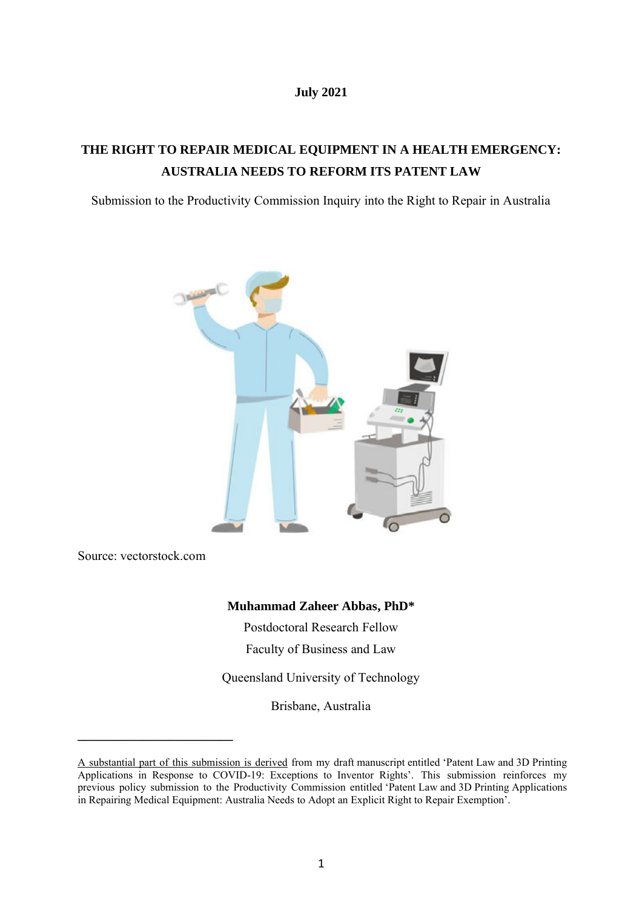**July 2021**

# THE RIGHT TO REPAIR MEDICAL EQUIPMENT IN A HEALTH EMERGENCY: AUSTRALIA NEEDS TO REFORM ITS PATENT LAW

Submission to the Productivity Commission Inquiry into the Right to Repair in Australia

Source: vectorstock.com

**Muhammad Zaheer Abbas, PhD***

Postdoctoral Research Fellow

Faculty of Business and Law

Queensland University of Technology

Brisbane, Australia

---

A substantial part of this submission is derived from my draft manuscript entitled 'Patent Law and 3D Printing Applications in Response to COVID-19: Exceptions to Inventor Rights'. This submission reinforces my previous policy submission to the Productivity Commission entitled 'Patent Law and 3D Printing Applications in Repairing Medical Equipment: Australia Needs to Adopt an Explicit Right to Repair Exemption'.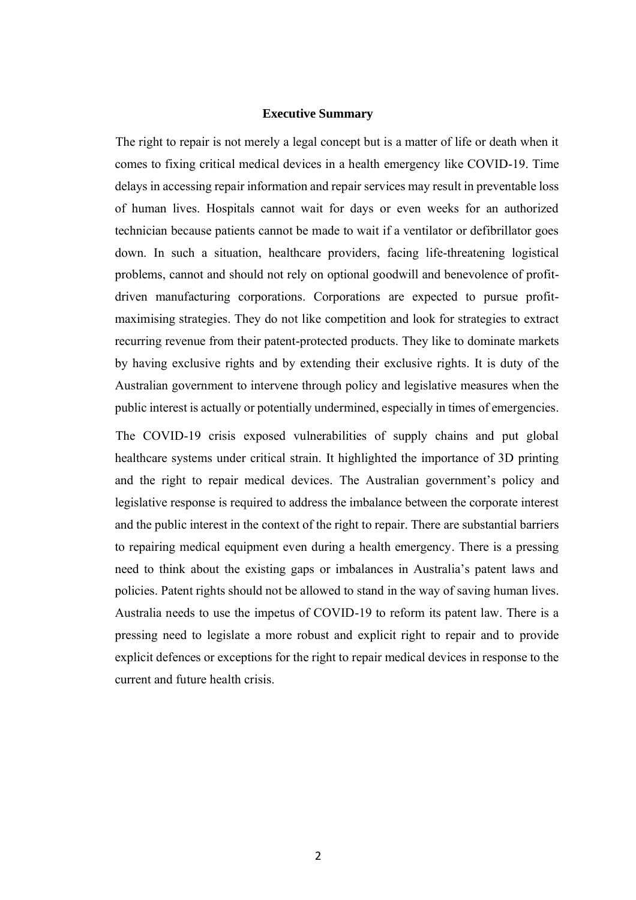## Executive Summary

The right to repair is not merely a legal concept but is a matter of life or death when it comes to fixing critical medical devices in a health emergency like COVID-19. Time delays in accessing repair information and repair services may result in preventable loss of human lives. Hospitals cannot wait for days or even weeks for an authorized technician because patients cannot be made to wait if a ventilator or defibrillator goes down. In such a situation, healthcare providers, facing life-threatening logistical problems, cannot and should not rely on optional goodwill and benevolence of profit-driven manufacturing corporations. Corporations are expected to pursue profit-maximising strategies. They do not like competition and look for strategies to extract recurring revenue from their patent-protected products. They like to dominate markets by having exclusive rights and by extending their exclusive rights. It is duty of the Australian government to intervene through policy and legislative measures when the public interest is actually or potentially undermined, especially in times of emergencies.

The COVID-19 crisis exposed vulnerabilities of supply chains and put global healthcare systems under critical strain. It highlighted the importance of 3D printing and the right to repair medical devices. The Australian government's policy and legislative response is required to address the imbalance between the corporate interest and the public interest in the context of the right to repair. There are substantial barriers to repairing medical equipment even during a health emergency. There is a pressing need to think about the existing gaps or imbalances in Australia's patent laws and policies. Patent rights should not be allowed to stand in the way of saving human lives. Australia needs to use the impetus of COVID-19 to reform its patent law. There is a pressing need to legislate a more robust and explicit right to repair and to provide explicit defences or exceptions for the right to repair medical devices in response to the current and future health crisis.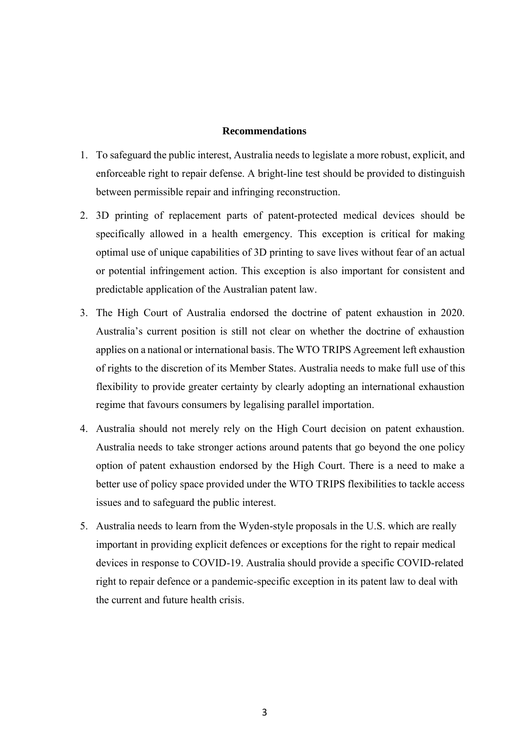## Recommendations

1. To safeguard the public interest, Australia needs to legislate a more robust, explicit, and enforceable right to repair defense. A bright-line test should be provided to distinguish between permissible repair and infringing reconstruction.

2. 3D printing of replacement parts of patent-protected medical devices should be specifically allowed in a health emergency. This exception is critical for making optimal use of unique capabilities of 3D printing to save lives without fear of an actual or potential infringement action. This exception is also important for consistent and predictable application of the Australian patent law.

3. The High Court of Australia endorsed the doctrine of patent exhaustion in 2020. Australia's current position is still not clear on whether the doctrine of exhaustion applies on a national or international basis. The WTO TRIPS Agreement left exhaustion of rights to the discretion of its Member States. Australia needs to make full use of this flexibility to provide greater certainty by clearly adopting an international exhaustion regime that favours consumers by legalising parallel importation.

4. Australia should not merely rely on the High Court decision on patent exhaustion. Australia needs to take stronger actions around patents that go beyond the one policy option of patent exhaustion endorsed by the High Court. There is a need to make a better use of policy space provided under the WTO TRIPS flexibilities to tackle access issues and to safeguard the public interest.

5. Australia needs to learn from the Wyden-style proposals in the U.S. which are really important in providing explicit defences or exceptions for the right to repair medical devices in response to COVID-19. Australia should provide a specific COVID-related right to repair defence or a pandemic-specific exception in its patent law to deal with the current and future health crisis.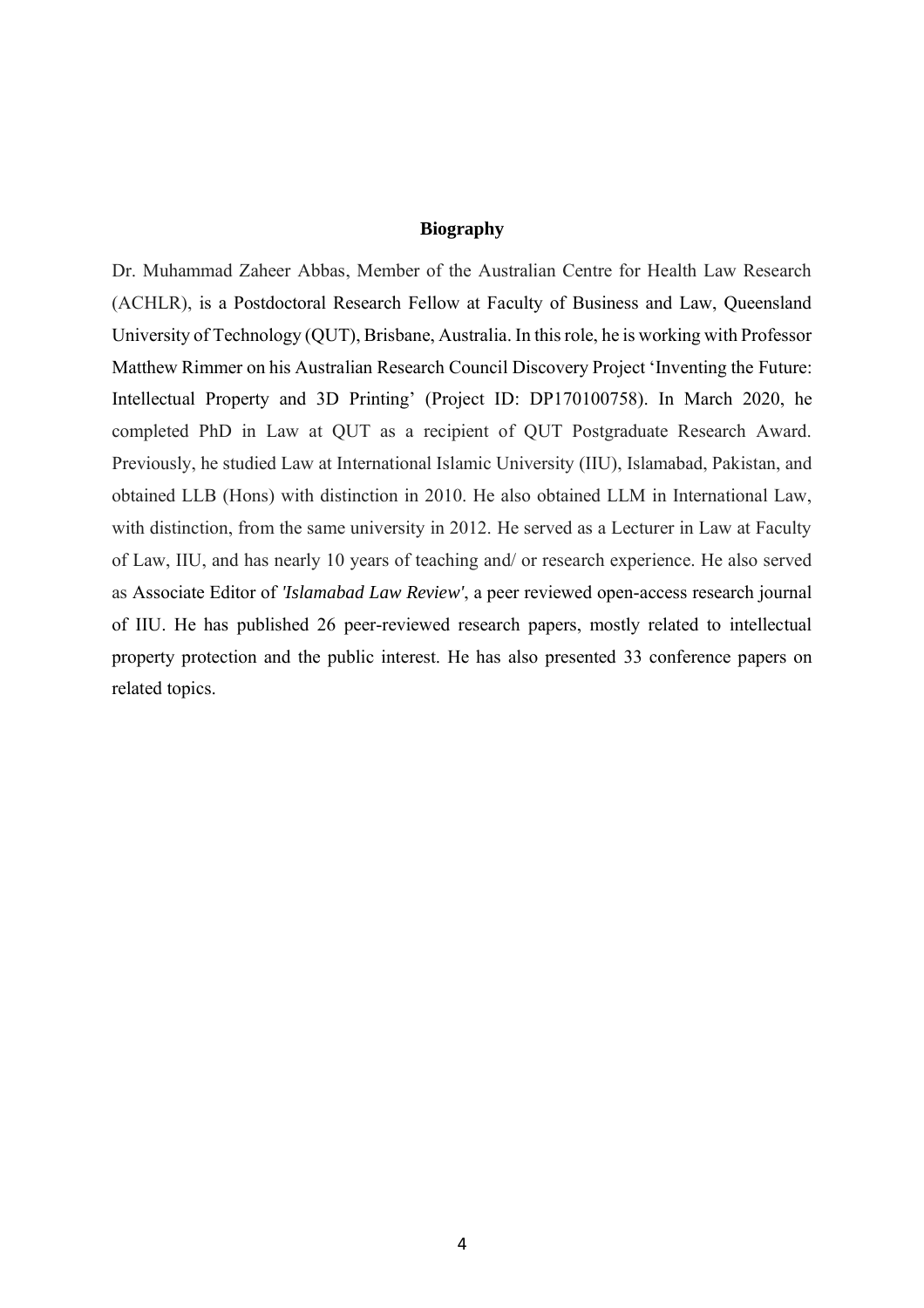## Biography

Dr. Muhammad Zaheer Abbas, Member of the Australian Centre for Health Law Research (ACHLR), is a Postdoctoral Research Fellow at Faculty of Business and Law, Queensland University of Technology (QUT), Brisbane, Australia. In this role, he is working with Professor Matthew Rimmer on his Australian Research Council Discovery Project 'Inventing the Future: Intellectual Property and 3D Printing' (Project ID: DP170100758). In March 2020, he completed PhD in Law at QUT as a recipient of QUT Postgraduate Research Award. Previously, he studied Law at International Islamic University (IIU), Islamabad, Pakistan, and obtained LLB (Hons) with distinction in 2010. He also obtained LLM in International Law, with distinction, from the same university in 2012. He served as a Lecturer in Law at Faculty of Law, IIU, and has nearly 10 years of teaching and/ or research experience. He also served as Associate Editor of *'Islamabad Law Review'*, a peer reviewed open-access research journal of IIU. He has published 26 peer-reviewed research papers, mostly related to intellectual property protection and the public interest. He has also presented 33 conference papers on related topics.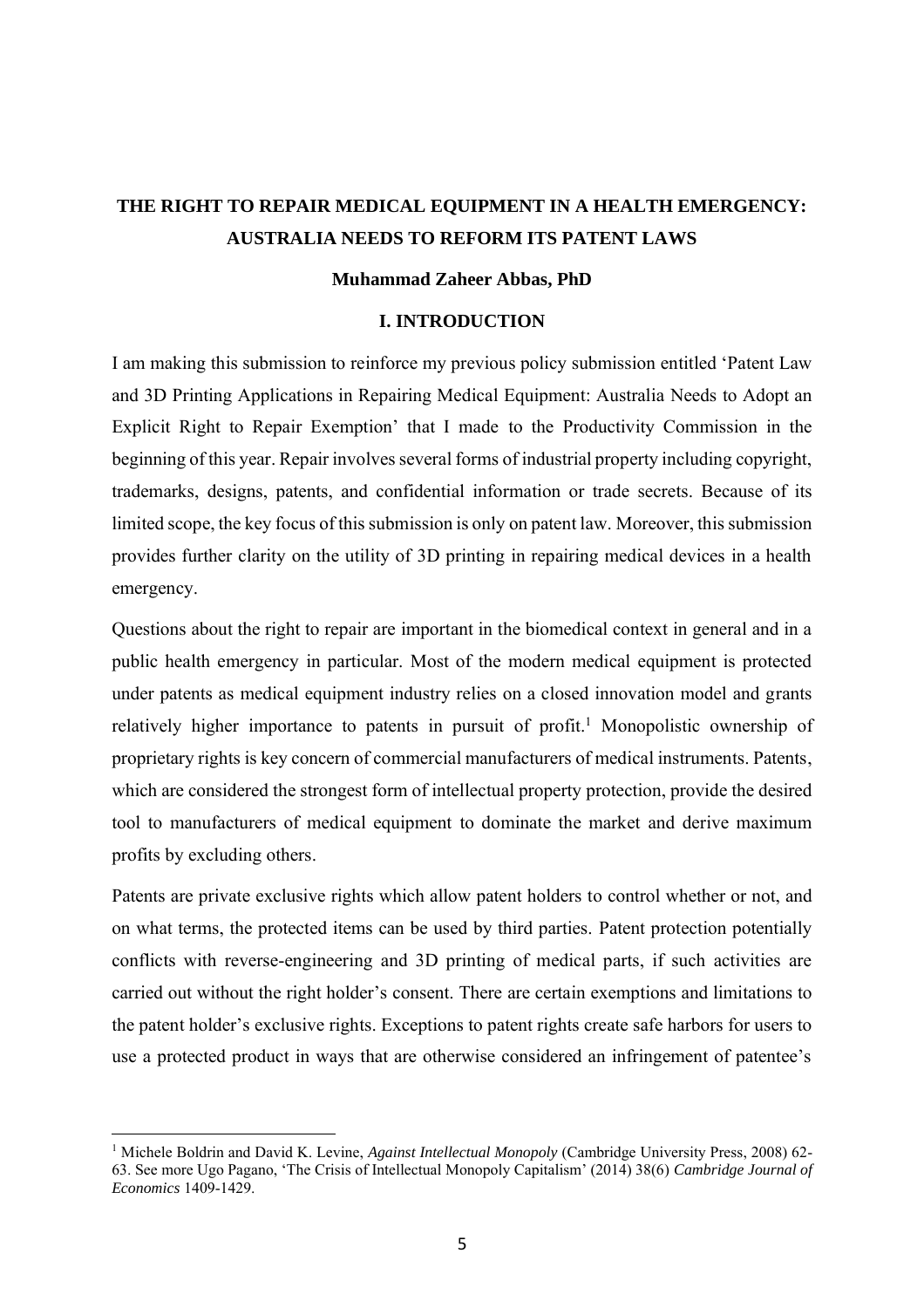# THE RIGHT TO REPAIR MEDICAL EQUIPMENT IN A HEALTH EMERGENCY: AUSTRALIA NEEDS TO REFORM ITS PATENT LAWS

**Muhammad Zaheer Abbas, PhD**

## I. INTRODUCTION

I am making this submission to reinforce my previous policy submission entitled 'Patent Law and 3D Printing Applications in Repairing Medical Equipment: Australia Needs to Adopt an Explicit Right to Repair Exemption' that I made to the Productivity Commission in the beginning of this year. Repair involves several forms of industrial property including copyright, trademarks, designs, patents, and confidential information or trade secrets. Because of its limited scope, the key focus of this submission is only on patent law. Moreover, this submission provides further clarity on the utility of 3D printing in repairing medical devices in a health emergency.

Questions about the right to repair are important in the biomedical context in general and in a public health emergency in particular. Most of the modern medical equipment is protected under patents as medical equipment industry relies on a closed innovation model and grants relatively higher importance to patents in pursuit of profit.[1] Monopolistic ownership of proprietary rights is key concern of commercial manufacturers of medical instruments. Patents, which are considered the strongest form of intellectual property protection, provide the desired tool to manufacturers of medical equipment to dominate the market and derive maximum profits by excluding others.

Patents are private exclusive rights which allow patent holders to control whether or not, and on what terms, the protected items can be used by third parties. Patent protection potentially conflicts with reverse-engineering and 3D printing of medical parts, if such activities are carried out without the right holder's consent. There are certain exemptions and limitations to the patent holder's exclusive rights. Exceptions to patent rights create safe harbors for users to use a protected product in ways that are otherwise considered an infringement of patentee's

---

[1] Michele Boldrin and David K. Levine, *Against Intellectual Monopoly* (Cambridge University Press, 2008) 62-63. See more Ugo Pagano, 'The Crisis of Intellectual Monopoly Capitalism' (2014) 38(6) *Cambridge Journal of Economics* 1409-1429.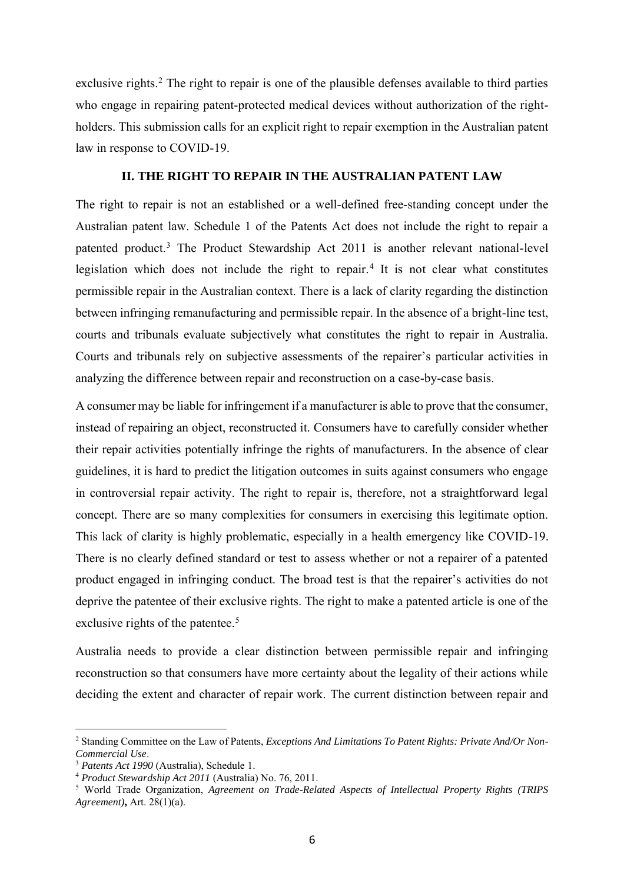exclusive rights.[2] The right to repair is one of the plausible defenses available to third parties who engage in repairing patent-protected medical devices without authorization of the right-holders. This submission calls for an explicit right to repair exemption in the Australian patent law in response to COVID-19.

## II. THE RIGHT TO REPAIR IN THE AUSTRALIAN PATENT LAW

The right to repair is not an established or a well-defined free-standing concept under the Australian patent law. Schedule 1 of the Patents Act does not include the right to repair a patented product.[3] The Product Stewardship Act 2011 is another relevant national-level legislation which does not include the right to repair.[4] It is not clear what constitutes permissible repair in the Australian context. There is a lack of clarity regarding the distinction between infringing remanufacturing and permissible repair. In the absence of a bright-line test, courts and tribunals evaluate subjectively what constitutes the right to repair in Australia. Courts and tribunals rely on subjective assessments of the repairer's particular activities in analyzing the difference between repair and reconstruction on a case-by-case basis.

A consumer may be liable for infringement if a manufacturer is able to prove that the consumer, instead of repairing an object, reconstructed it. Consumers have to carefully consider whether their repair activities potentially infringe the rights of manufacturers. In the absence of clear guidelines, it is hard to predict the litigation outcomes in suits against consumers who engage in controversial repair activity. The right to repair is, therefore, not a straightforward legal concept. There are so many complexities for consumers in exercising this legitimate option. This lack of clarity is highly problematic, especially in a health emergency like COVID-19. There is no clearly defined standard or test to assess whether or not a repairer of a patented product engaged in infringing conduct. The broad test is that the repairer's activities do not deprive the patentee of their exclusive rights. The right to make a patented article is one of the exclusive rights of the patentee.[5]

Australia needs to provide a clear distinction between permissible repair and infringing reconstruction so that consumers have more certainty about the legality of their actions while deciding the extent and character of repair work. The current distinction between repair and

---

[2] Standing Committee on the Law of Patents, *Exceptions And Limitations To Patent Rights: Private And/Or Non-Commercial Use*.

[3] *Patents Act 1990* (Australia), Schedule 1.

[4] *Product Stewardship Act 2011* (Australia) No. 76, 2011.

[5] World Trade Organization, *Agreement on Trade-Related Aspects of Intellectual Property Rights (TRIPS Agreement)***,** Art. 28(1)(a).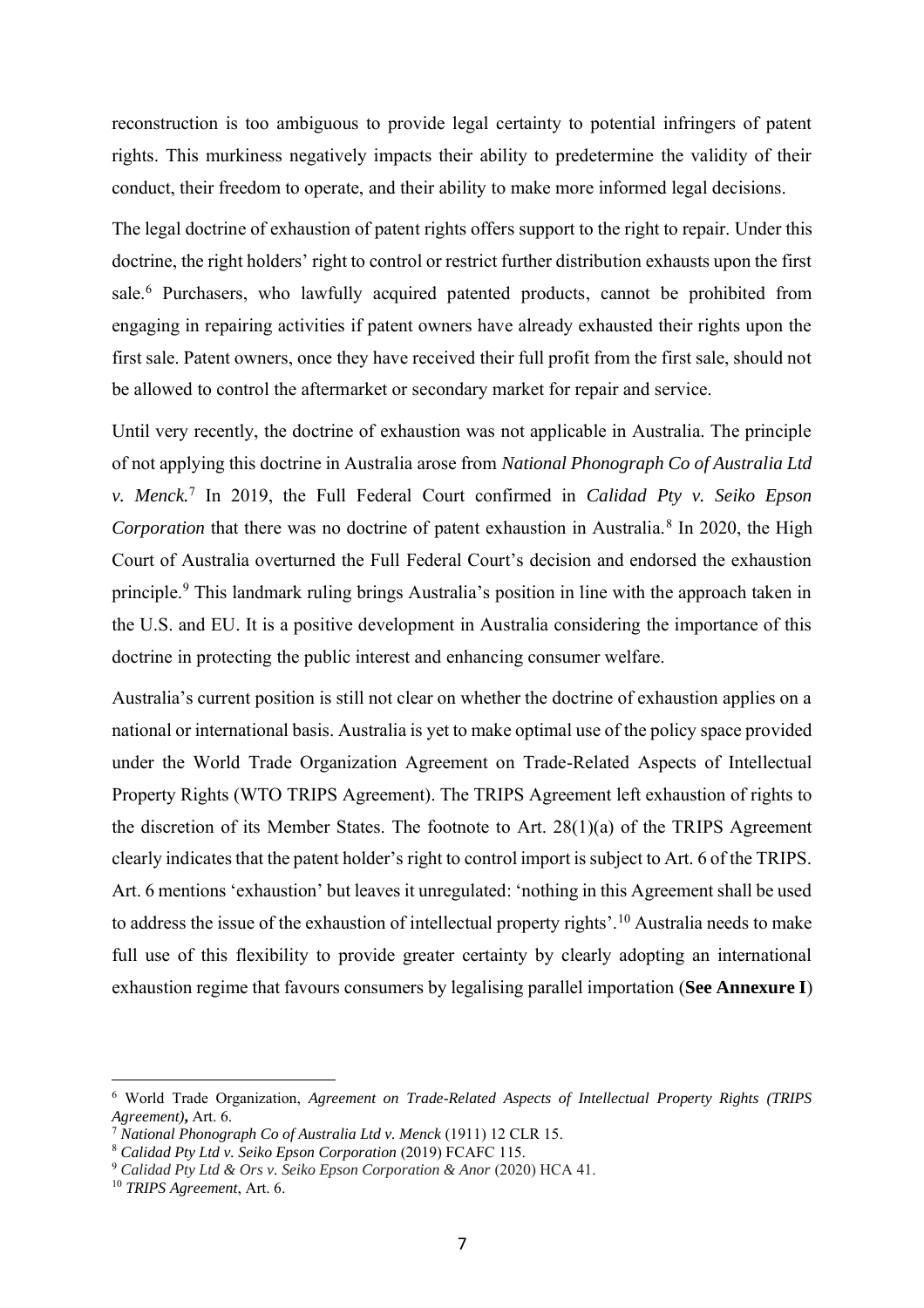reconstruction is too ambiguous to provide legal certainty to potential infringers of patent rights. This murkiness negatively impacts their ability to predetermine the validity of their conduct, their freedom to operate, and their ability to make more informed legal decisions.

The legal doctrine of exhaustion of patent rights offers support to the right to repair. Under this doctrine, the right holders' right to control or restrict further distribution exhausts upon the first sale.[6] Purchasers, who lawfully acquired patented products, cannot be prohibited from engaging in repairing activities if patent owners have already exhausted their rights upon the first sale. Patent owners, once they have received their full profit from the first sale, should not be allowed to control the aftermarket or secondary market for repair and service.

Until very recently, the doctrine of exhaustion was not applicable in Australia. The principle of not applying this doctrine in Australia arose from *National Phonograph Co of Australia Ltd v. Menck.*[7] In 2019, the Full Federal Court confirmed in *Calidad Pty v. Seiko Epson Corporation* that there was no doctrine of patent exhaustion in Australia.[8] In 2020, the High Court of Australia overturned the Full Federal Court's decision and endorsed the exhaustion principle.[9] This landmark ruling brings Australia's position in line with the approach taken in the U.S. and EU. It is a positive development in Australia considering the importance of this doctrine in protecting the public interest and enhancing consumer welfare.

Australia's current position is still not clear on whether the doctrine of exhaustion applies on a national or international basis. Australia is yet to make optimal use of the policy space provided under the World Trade Organization Agreement on Trade-Related Aspects of Intellectual Property Rights (WTO TRIPS Agreement). The TRIPS Agreement left exhaustion of rights to the discretion of its Member States. The footnote to Art. 28(1)(a) of the TRIPS Agreement clearly indicates that the patent holder's right to control import is subject to Art. 6 of the TRIPS. Art. 6 mentions 'exhaustion' but leaves it unregulated: 'nothing in this Agreement shall be used to address the issue of the exhaustion of intellectual property rights'.[10] Australia needs to make full use of this flexibility to provide greater certainty by clearly adopting an international exhaustion regime that favours consumers by legalising parallel importation (**See Annexure I**)

---

[6] World Trade Organization, *Agreement on Trade-Related Aspects of Intellectual Property Rights (TRIPS Agreement)***,** Art. 6.

[7] *National Phonograph Co of Australia Ltd v. Menck* (1911) 12 CLR 15.

[8] *Calidad Pty Ltd v. Seiko Epson Corporation* (2019) FCAFC 115.

[9] *Calidad Pty Ltd & Ors v. Seiko Epson Corporation & Anor* (2020) HCA 41.

[10] *TRIPS Agreement*, Art. 6.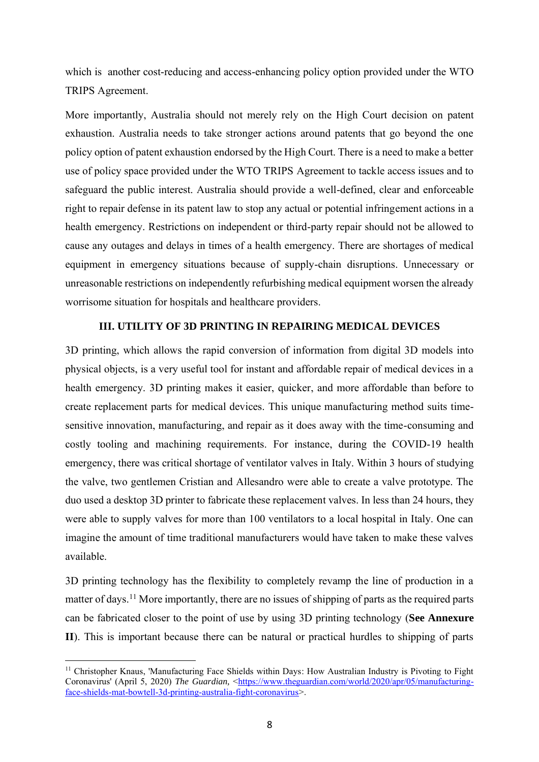which is  another cost-reducing and access-enhancing policy option provided under the WTO TRIPS Agreement.

More importantly, Australia should not merely rely on the High Court decision on patent exhaustion. Australia needs to take stronger actions around patents that go beyond the one policy option of patent exhaustion endorsed by the High Court. There is a need to make a better use of policy space provided under the WTO TRIPS Agreement to tackle access issues and to safeguard the public interest. Australia should provide a well-defined, clear and enforceable right to repair defense in its patent law to stop any actual or potential infringement actions in a health emergency. Restrictions on independent or third-party repair should not be allowed to cause any outages and delays in times of a health emergency. There are shortages of medical equipment in emergency situations because of supply-chain disruptions. Unnecessary or unreasonable restrictions on independently refurbishing medical equipment worsen the already worrisome situation for hospitals and healthcare providers.

## III. UTILITY OF 3D PRINTING IN REPAIRING MEDICAL DEVICES

3D printing, which allows the rapid conversion of information from digital 3D models into physical objects, is a very useful tool for instant and affordable repair of medical devices in a health emergency. 3D printing makes it easier, quicker, and more affordable than before to create replacement parts for medical devices. This unique manufacturing method suits time-sensitive innovation, manufacturing, and repair as it does away with the time-consuming and costly tooling and machining requirements. For instance, during the COVID-19 health emergency, there was critical shortage of ventilator valves in Italy. Within 3 hours of studying the valve, two gentlemen Cristian and Allesandro were able to create a valve prototype. The duo used a desktop 3D printer to fabricate these replacement valves. In less than 24 hours, they were able to supply valves for more than 100 ventilators to a local hospital in Italy. One can imagine the amount of time traditional manufacturers would have taken to make these valves available.

3D printing technology has the flexibility to completely revamp the line of production in a matter of days.[11] More importantly, there are no issues of shipping of parts as the required parts can be fabricated closer to the point of use by using 3D printing technology (**See Annexure II**). This is important because there can be natural or practical hurdles to shipping of parts

---

[11] Christopher Knaus, 'Manufacturing Face Shields within Days: How Australian Industry is Pivoting to Fight Coronavirus' (April 5, 2020) *The Guardian,* <https://www.theguardian.com/world/2020/apr/05/manufacturing-face-shields-mat-bowtell-3d-printing-australia-fight-coronavirus>.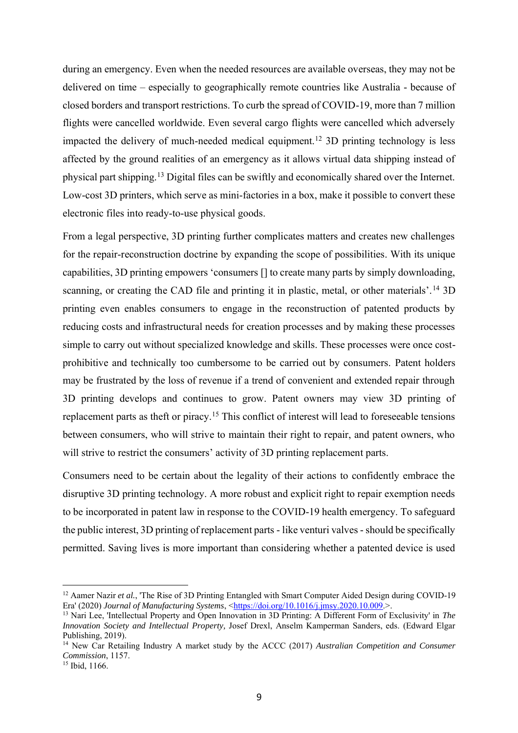during an emergency. Even when the needed resources are available overseas, they may not be delivered on time – especially to geographically remote countries like Australia - because of closed borders and transport restrictions. To curb the spread of COVID-19, more than 7 million flights were cancelled worldwide. Even several cargo flights were cancelled which adversely impacted the delivery of much-needed medical equipment.[12] 3D printing technology is less affected by the ground realities of an emergency as it allows virtual data shipping instead of physical part shipping.[13] Digital files can be swiftly and economically shared over the Internet. Low-cost 3D printers, which serve as mini-factories in a box, make it possible to convert these electronic files into ready-to-use physical goods.

From a legal perspective, 3D printing further complicates matters and creates new challenges for the repair-reconstruction doctrine by expanding the scope of possibilities. With its unique capabilities, 3D printing empowers 'consumers [] to create many parts by simply downloading, scanning, or creating the CAD file and printing it in plastic, metal, or other materials'.[14] 3D printing even enables consumers to engage in the reconstruction of patented products by reducing costs and infrastructural needs for creation processes and by making these processes simple to carry out without specialized knowledge and skills. These processes were once cost-prohibitive and technically too cumbersome to be carried out by consumers. Patent holders may be frustrated by the loss of revenue if a trend of convenient and extended repair through 3D printing develops and continues to grow. Patent owners may view 3D printing of replacement parts as theft or piracy.[15] This conflict of interest will lead to foreseeable tensions between consumers, who will strive to maintain their right to repair, and patent owners, who will strive to restrict the consumers' activity of 3D printing replacement parts.

Consumers need to be certain about the legality of their actions to confidently embrace the disruptive 3D printing technology. A more robust and explicit right to repair exemption needs to be incorporated in patent law in response to the COVID-19 health emergency. To safeguard the public interest, 3D printing of replacement parts - like venturi valves - should be specifically permitted. Saving lives is more important than considering whether a patented device is used

---

[12] Aamer Nazir *et al.*, 'The Rise of 3D Printing Entangled with Smart Computer Aided Design during COVID-19 Era' (2020) *Journal of Manufacturing Systems*, <https://doi.org/10.1016/j.jmsy.2020.10.009.>.

[13] Nari Lee, 'Intellectual Property and Open Innovation in 3D Printing: A Different Form of Exclusivity' in *The Innovation Society and Intellectual Property,* Josef Drexl, Anselm Kamperman Sanders, eds. (Edward Elgar Publishing, 2019).

[14] New Car Retailing Industry A market study by the ACCC (2017) *Australian Competition and Consumer Commission*, 1157.

[15] Ibid, 1166.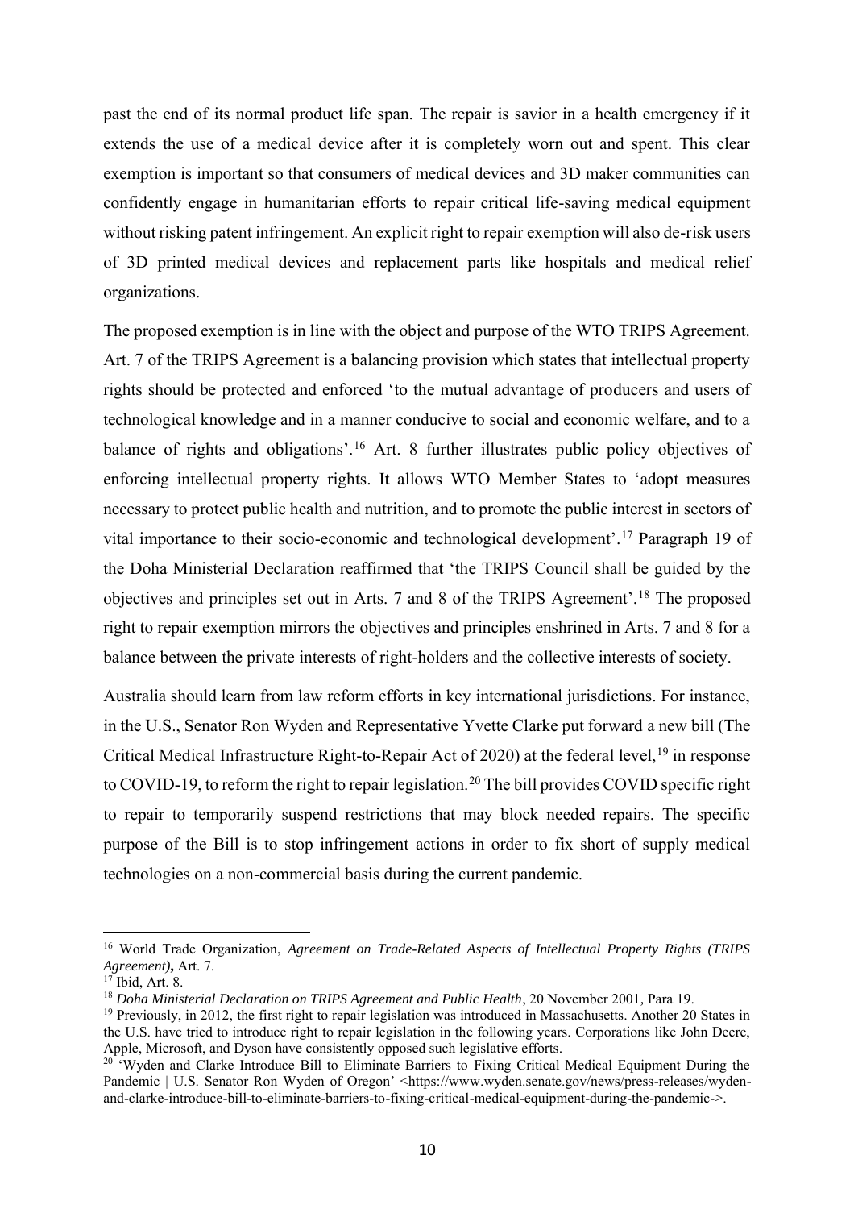past the end of its normal product life span. The repair is savior in a health emergency if it extends the use of a medical device after it is completely worn out and spent. This clear exemption is important so that consumers of medical devices and 3D maker communities can confidently engage in humanitarian efforts to repair critical life-saving medical equipment without risking patent infringement. An explicit right to repair exemption will also de-risk users of 3D printed medical devices and replacement parts like hospitals and medical relief organizations.

The proposed exemption is in line with the object and purpose of the WTO TRIPS Agreement. Art. 7 of the TRIPS Agreement is a balancing provision which states that intellectual property rights should be protected and enforced 'to the mutual advantage of producers and users of technological knowledge and in a manner conducive to social and economic welfare, and to a balance of rights and obligations'.[16] Art. 8 further illustrates public policy objectives of enforcing intellectual property rights. It allows WTO Member States to 'adopt measures necessary to protect public health and nutrition, and to promote the public interest in sectors of vital importance to their socio-economic and technological development'.[17] Paragraph 19 of the Doha Ministerial Declaration reaffirmed that 'the TRIPS Council shall be guided by the objectives and principles set out in Arts. 7 and 8 of the TRIPS Agreement'.[18] The proposed right to repair exemption mirrors the objectives and principles enshrined in Arts. 7 and 8 for a balance between the private interests of right-holders and the collective interests of society.

Australia should learn from law reform efforts in key international jurisdictions. For instance, in the U.S., Senator Ron Wyden and Representative Yvette Clarke put forward a new bill (The Critical Medical Infrastructure Right-to-Repair Act of 2020) at the federal level,[19] in response to COVID-19, to reform the right to repair legislation.[20] The bill provides COVID specific right to repair to temporarily suspend restrictions that may block needed repairs. The specific purpose of the Bill is to stop infringement actions in order to fix short of supply medical technologies on a non-commercial basis during the current pandemic.

---

[16] World Trade Organization, *Agreement on Trade-Related Aspects of Intellectual Property Rights (TRIPS Agreement)***,** Art. 7.

[17] Ibid, Art. 8.

[18] *Doha Ministerial Declaration on TRIPS Agreement and Public Health*, 20 November 2001, Para 19.

[19] Previously, in 2012, the first right to repair legislation was introduced in Massachusetts. Another 20 States in the U.S. have tried to introduce right to repair legislation in the following years. Corporations like John Deere, Apple, Microsoft, and Dyson have consistently opposed such legislative efforts.

[20] 'Wyden and Clarke Introduce Bill to Eliminate Barriers to Fixing Critical Medical Equipment During the Pandemic | U.S. Senator Ron Wyden of Oregon' <https://www.wyden.senate.gov/news/press-releases/wyden-and-clarke-introduce-bill-to-eliminate-barriers-to-fixing-critical-medical-equipment-during-the-pandemic->.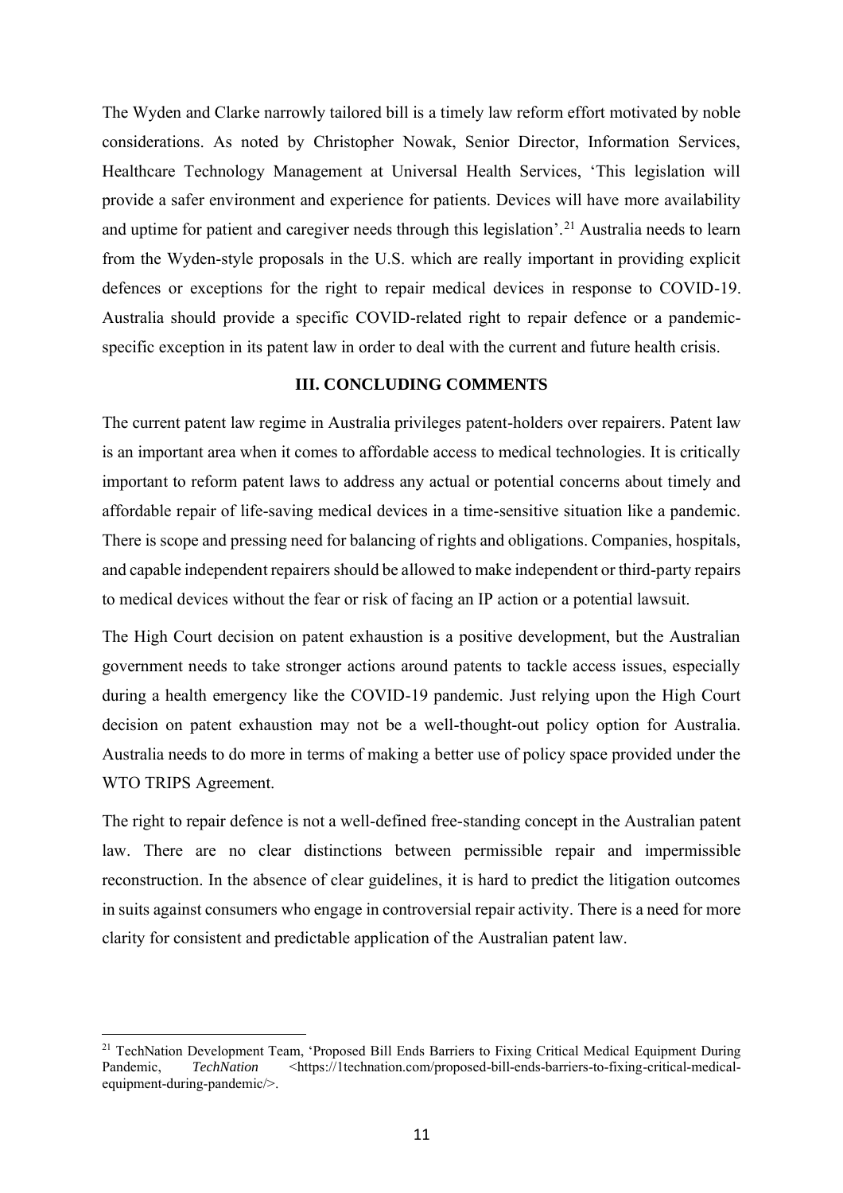The Wyden and Clarke narrowly tailored bill is a timely law reform effort motivated by noble considerations. As noted by Christopher Nowak, Senior Director, Information Services, Healthcare Technology Management at Universal Health Services, 'This legislation will provide a safer environment and experience for patients. Devices will have more availability and uptime for patient and caregiver needs through this legislation'.[21] Australia needs to learn from the Wyden-style proposals in the U.S. which are really important in providing explicit defences or exceptions for the right to repair medical devices in response to COVID-19. Australia should provide a specific COVID-related right to repair defence or a pandemic-specific exception in its patent law in order to deal with the current and future health crisis.

## III. CONCLUDING COMMENTS

The current patent law regime in Australia privileges patent-holders over repairers. Patent law is an important area when it comes to affordable access to medical technologies. It is critically important to reform patent laws to address any actual or potential concerns about timely and affordable repair of life-saving medical devices in a time-sensitive situation like a pandemic. There is scope and pressing need for balancing of rights and obligations. Companies, hospitals, and capable independent repairers should be allowed to make independent or third-party repairs to medical devices without the fear or risk of facing an IP action or a potential lawsuit.

The High Court decision on patent exhaustion is a positive development, but the Australian government needs to take stronger actions around patents to tackle access issues, especially during a health emergency like the COVID-19 pandemic. Just relying upon the High Court decision on patent exhaustion may not be a well-thought-out policy option for Australia. Australia needs to do more in terms of making a better use of policy space provided under the WTO TRIPS Agreement.

The right to repair defence is not a well-defined free-standing concept in the Australian patent law. There are no clear distinctions between permissible repair and impermissible reconstruction. In the absence of clear guidelines, it is hard to predict the litigation outcomes in suits against consumers who engage in controversial repair activity. There is a need for more clarity for consistent and predictable application of the Australian patent law.

---

[21] TechNation Development Team, 'Proposed Bill Ends Barriers to Fixing Critical Medical Equipment During Pandemic, *TechNation* <https://1technation.com/proposed-bill-ends-barriers-to-fixing-critical-medical-equipment-during-pandemic/>.